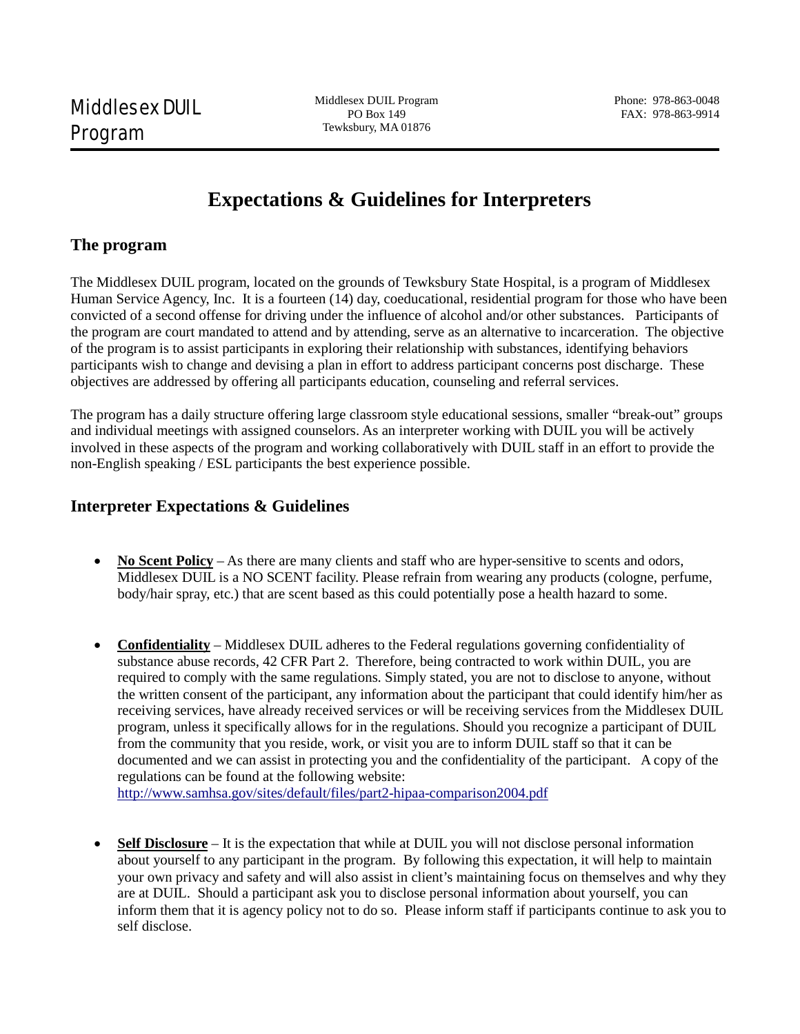Middlesex DUIL Program

Middlesex DUIL Program
PO Box 149
Tewksbury, MA 01876

Phone: 978-863-0048
FAX: 978-863-9914

# Expectations & Guidelines for Interpreters

## The program

The Middlesex DUIL program, located on the grounds of Tewksbury State Hospital, is a program of Middlesex Human Service Agency, Inc. It is a fourteen (14) day, coeducational, residential program for those who have been convicted of a second offense for driving under the influence of alcohol and/or other substances. Participants of the program are court mandated to attend and by attending, serve as an alternative to incarceration. The objective of the program is to assist participants in exploring their relationship with substances, identifying behaviors participants wish to change and devising a plan in effort to address participant concerns post discharge. These objectives are addressed by offering all participants education, counseling and referral services.

The program has a daily structure offering large classroom style educational sessions, smaller "break-out" groups and individual meetings with assigned counselors. As an interpreter working with DUIL you will be actively involved in these aspects of the program and working collaboratively with DUIL staff in an effort to provide the non-English speaking / ESL participants the best experience possible.

## Interpreter Expectations & Guidelines

- **No Scent Policy** – As there are many clients and staff who are hyper-sensitive to scents and odors, Middlesex DUIL is a NO SCENT facility. Please refrain from wearing any products (cologne, perfume, body/hair spray, etc.) that are scent based as this could potentially pose a health hazard to some.

- **Confidentiality** – Middlesex DUIL adheres to the Federal regulations governing confidentiality of substance abuse records, 42 CFR Part 2. Therefore, being contracted to work within DUIL, you are required to comply with the same regulations. Simply stated, you are not to disclose to anyone, without the written consent of the participant, any information about the participant that could identify him/her as receiving services, have already received services or will be receiving services from the Middlesex DUIL program, unless it specifically allows for in the regulations. Should you recognize a participant of DUIL from the community that you reside, work, or visit you are to inform DUIL staff so that it can be documented and we can assist in protecting you and the confidentiality of the participant. A copy of the regulations can be found at the following website:
http://www.samhsa.gov/sites/default/files/part2-hipaa-comparison2004.pdf

- **Self Disclosure** – It is the expectation that while at DUIL you will not disclose personal information about yourself to any participant in the program. By following this expectation, it will help to maintain your own privacy and safety and will also assist in client's maintaining focus on themselves and why they are at DUIL. Should a participant ask you to disclose personal information about yourself, you can inform them that it is agency policy not to do so. Please inform staff if participants continue to ask you to self disclose.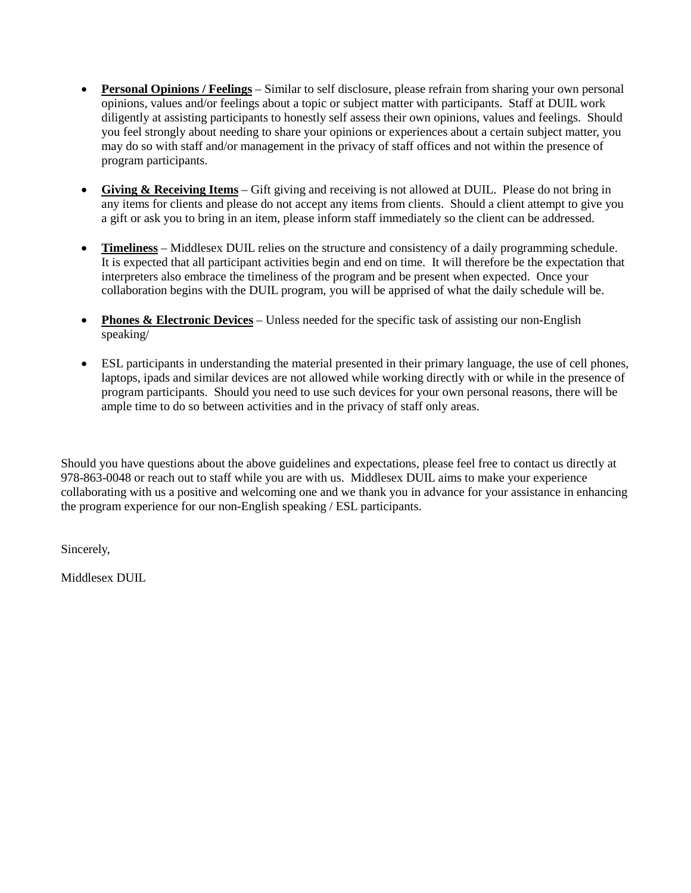- **Personal Opinions / Feelings** – Similar to self disclosure, please refrain from sharing your own personal opinions, values and/or feelings about a topic or subject matter with participants. Staff at DUIL work diligently at assisting participants to honestly self assess their own opinions, values and feelings. Should you feel strongly about needing to share your opinions or experiences about a certain subject matter, you may do so with staff and/or management in the privacy of staff offices and not within the presence of program participants.

- **Giving & Receiving Items** – Gift giving and receiving is not allowed at DUIL. Please do not bring in any items for clients and please do not accept any items from clients. Should a client attempt to give you a gift or ask you to bring in an item, please inform staff immediately so the client can be addressed.

- **Timeliness** – Middlesex DUIL relies on the structure and consistency of a daily programming schedule. It is expected that all participant activities begin and end on time. It will therefore be the expectation that interpreters also embrace the timeliness of the program and be present when expected. Once your collaboration begins with the DUIL program, you will be apprised of what the daily schedule will be.

- **Phones & Electronic Devices** – Unless needed for the specific task of assisting our non-English speaking/

- ESL participants in understanding the material presented in their primary language, the use of cell phones, laptops, ipads and similar devices are not allowed while working directly with or while in the presence of program participants. Should you need to use such devices for your own personal reasons, there will be ample time to do so between activities and in the privacy of staff only areas.

Should you have questions about the above guidelines and expectations, please feel free to contact us directly at 978-863-0048 or reach out to staff while you are with us. Middlesex DUIL aims to make your experience collaborating with us a positive and welcoming one and we thank you in advance for your assistance in enhancing the program experience for our non-English speaking / ESL participants.

Sincerely,

Middlesex DUIL